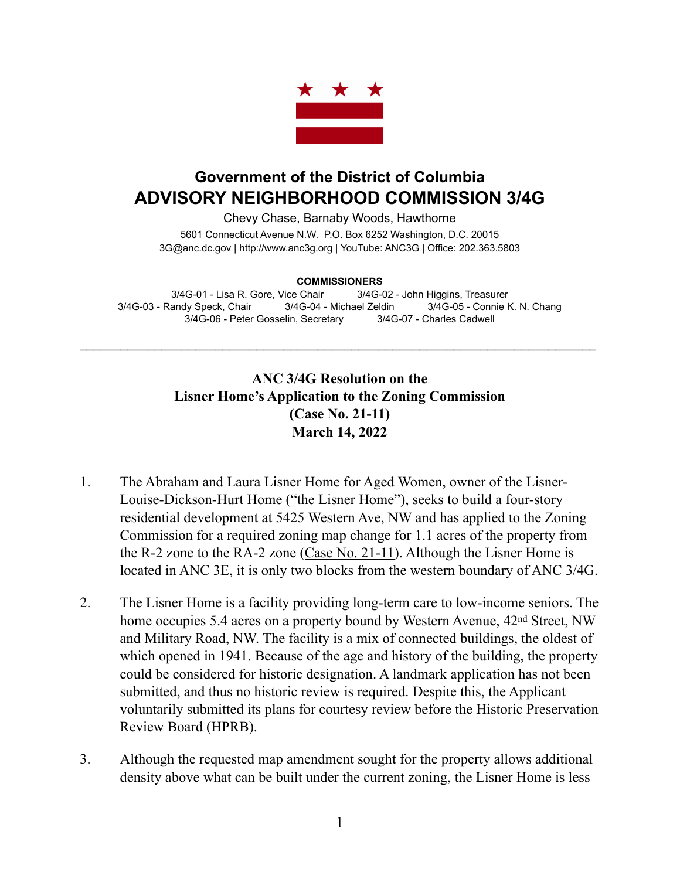## Government of the District of Columbia

# ADVISORY NEIGHBORHOOD COMMISSION 3/4G

Chevy Chase, Barnaby Woods, Hawthorne

5601 Connecticut Avenue N.W. P.O. Box 6252 Washington, D.C. 20015
3G@anc.dc.gov | http://www.anc3g.org | YouTube: ANC3G | Office: 202.363.5803

**COMMISSIONERS**

3/4G-01 - Lisa R. Gore, Vice Chair
3/4G-02 - John Higgins, Treasurer
3/4G-03 - Randy Speck, Chair
3/4G-04 - Michael Zeldin
3/4G-05 - Connie K. N. Chang
3/4G-06 - Peter Gosselin, Secretary
3/4G-07 - Charles Cadwell

---

**ANC 3/4G Resolution on the Lisner Home's Application to the Zoning Commission (Case No. 21-11) March 14, 2022**

1. The Abraham and Laura Lisner Home for Aged Women, owner of the Lisner-Louise-Dickson-Hurt Home ("the Lisner Home"), seeks to build a four-story residential development at 5425 Western Ave, NW and has applied to the Zoning Commission for a required zoning map change for 1.1 acres of the property from the R-2 zone to the RA-2 zone (Case No. 21-11). Although the Lisner Home is located in ANC 3E, it is only two blocks from the western boundary of ANC 3/4G.

2. The Lisner Home is a facility providing long-term care to low-income seniors. The home occupies 5.4 acres on a property bound by Western Avenue, 42nd Street, NW and Military Road, NW. The facility is a mix of connected buildings, the oldest of which opened in 1941. Because of the age and history of the building, the property could be considered for historic designation. A landmark application has not been submitted, and thus no historic review is required. Despite this, the Applicant voluntarily submitted its plans for courtesy review before the Historic Preservation Review Board (HPRB).

3. Although the requested map amendment sought for the property allows additional density above what can be built under the current zoning, the Lisner Home is less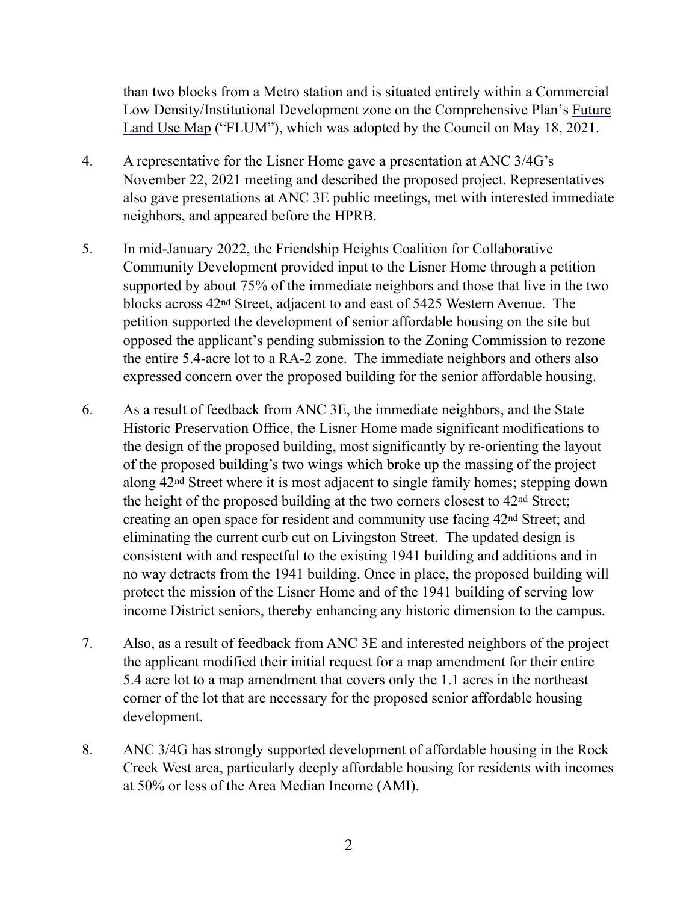than two blocks from a Metro station and is situated entirely within a Commercial Low Density/Institutional Development zone on the Comprehensive Plan's Future Land Use Map ("FLUM"), which was adopted by the Council on May 18, 2021.

4. A representative for the Lisner Home gave a presentation at ANC 3/4G's November 22, 2021 meeting and described the proposed project. Representatives also gave presentations at ANC 3E public meetings, met with interested immediate neighbors, and appeared before the HPRB.

5. In mid-January 2022, the Friendship Heights Coalition for Collaborative Community Development provided input to the Lisner Home through a petition supported by about 75% of the immediate neighbors and those that live in the two blocks across 42nd Street, adjacent to and east of 5425 Western Avenue. The petition supported the development of senior affordable housing on the site but opposed the applicant's pending submission to the Zoning Commission to rezone the entire 5.4-acre lot to a RA-2 zone. The immediate neighbors and others also expressed concern over the proposed building for the senior affordable housing.

6. As a result of feedback from ANC 3E, the immediate neighbors, and the State Historic Preservation Office, the Lisner Home made significant modifications to the design of the proposed building, most significantly by re-orienting the layout of the proposed building's two wings which broke up the massing of the project along 42nd Street where it is most adjacent to single family homes; stepping down the height of the proposed building at the two corners closest to 42nd Street; creating an open space for resident and community use facing 42nd Street; and eliminating the current curb cut on Livingston Street. The updated design is consistent with and respectful to the existing 1941 building and additions and in no way detracts from the 1941 building. Once in place, the proposed building will protect the mission of the Lisner Home and of the 1941 building of serving low income District seniors, thereby enhancing any historic dimension to the campus.

7. Also, as a result of feedback from ANC 3E and interested neighbors of the project the applicant modified their initial request for a map amendment for their entire 5.4 acre lot to a map amendment that covers only the 1.1 acres in the northeast corner of the lot that are necessary for the proposed senior affordable housing development.

8. ANC 3/4G has strongly supported development of affordable housing in the Rock Creek West area, particularly deeply affordable housing for residents with incomes at 50% or less of the Area Median Income (AMI).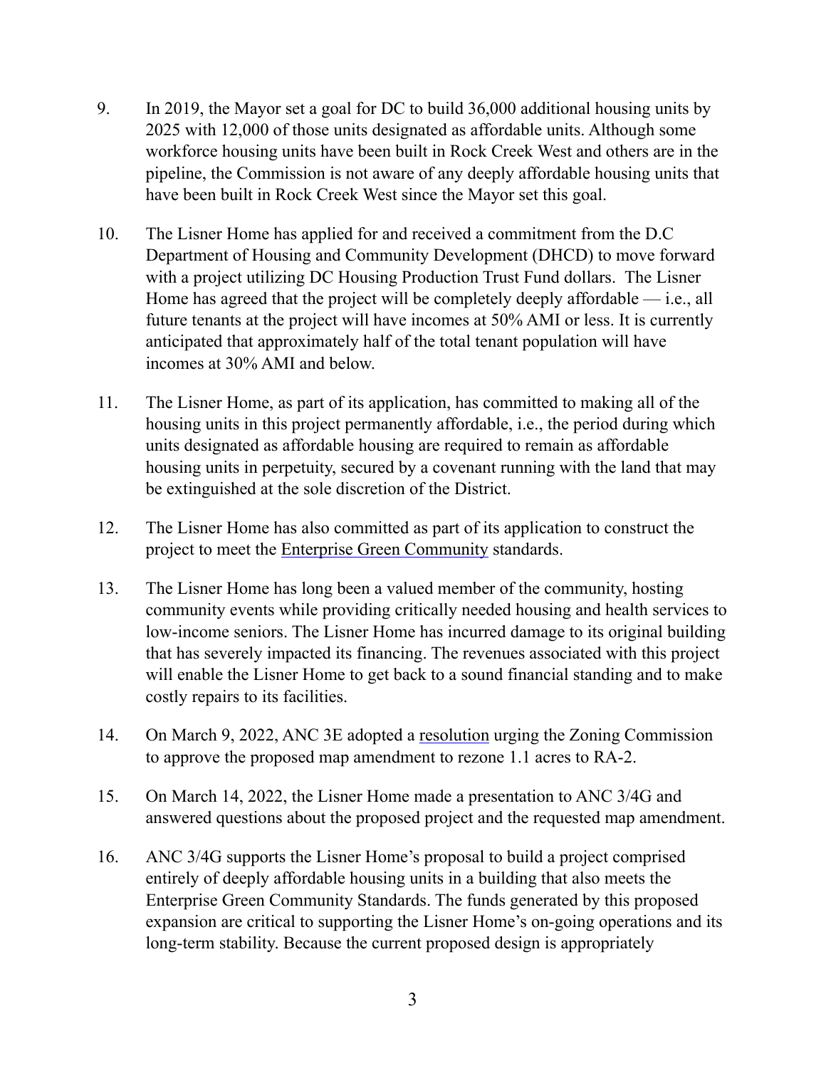9. In 2019, the Mayor set a goal for DC to build 36,000 additional housing units by 2025 with 12,000 of those units designated as affordable units. Although some workforce housing units have been built in Rock Creek West and others are in the pipeline, the Commission is not aware of any deeply affordable housing units that have been built in Rock Creek West since the Mayor set this goal.

10. The Lisner Home has applied for and received a commitment from the D.C Department of Housing and Community Development (DHCD) to move forward with a project utilizing DC Housing Production Trust Fund dollars. The Lisner Home has agreed that the project will be completely deeply affordable — i.e., all future tenants at the project will have incomes at 50% AMI or less. It is currently anticipated that approximately half of the total tenant population will have incomes at 30% AMI and below.

11. The Lisner Home, as part of its application, has committed to making all of the housing units in this project permanently affordable, i.e., the period during which units designated as affordable housing are required to remain as affordable housing units in perpetuity, secured by a covenant running with the land that may be extinguished at the sole discretion of the District.

12. The Lisner Home has also committed as part of its application to construct the project to meet the Enterprise Green Community standards.

13. The Lisner Home has long been a valued member of the community, hosting community events while providing critically needed housing and health services to low-income seniors. The Lisner Home has incurred damage to its original building that has severely impacted its financing. The revenues associated with this project will enable the Lisner Home to get back to a sound financial standing and to make costly repairs to its facilities.

14. On March 9, 2022, ANC 3E adopted a resolution urging the Zoning Commission to approve the proposed map amendment to rezone 1.1 acres to RA-2.

15. On March 14, 2022, the Lisner Home made a presentation to ANC 3/4G and answered questions about the proposed project and the requested map amendment.

16. ANC 3/4G supports the Lisner Home's proposal to build a project comprised entirely of deeply affordable housing units in a building that also meets the Enterprise Green Community Standards. The funds generated by this proposed expansion are critical to supporting the Lisner Home's on-going operations and its long-term stability. Because the current proposed design is appropriately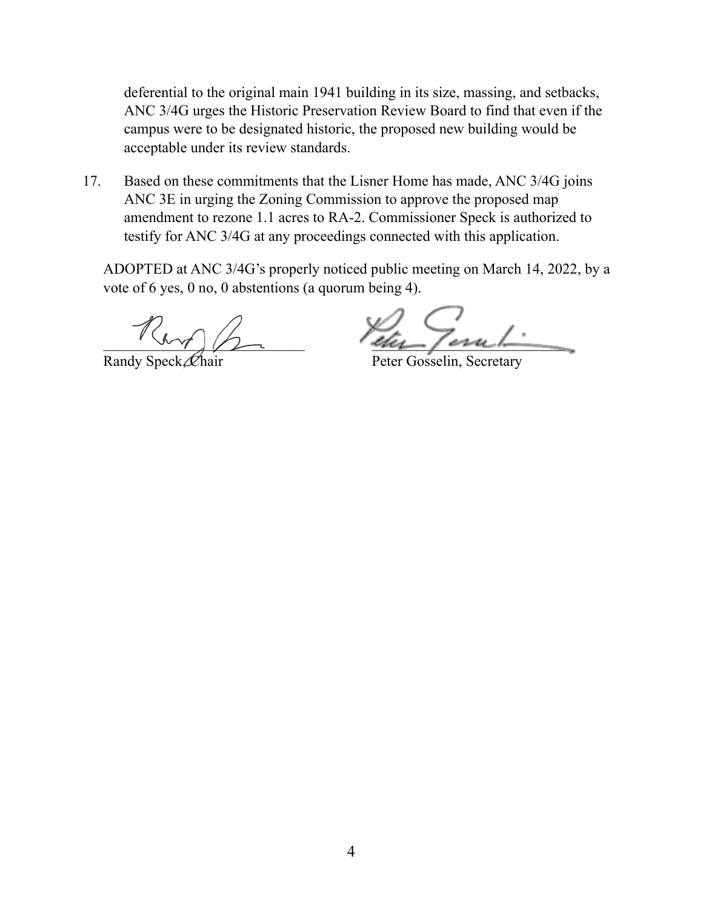deferential to the original main 1941 building in its size, massing, and setbacks, ANC 3/4G urges the Historic Preservation Review Board to find that even if the campus were to be designated historic, the proposed new building would be acceptable under its review standards.

17. Based on these commitments that the Lisner Home has made, ANC 3/4G joins ANC 3E in urging the Zoning Commission to approve the proposed map amendment to rezone 1.1 acres to RA-2. Commissioner Speck is authorized to testify for ANC 3/4G at any proceedings connected with this application.

ADOPTED at ANC 3/4G's properly noticed public meeting on March 14, 2022, by a vote of 6 yes, 0 no, 0 abstentions (a quorum being 4).

Randy Speck, Chair

Peter Gosselin, Secretary